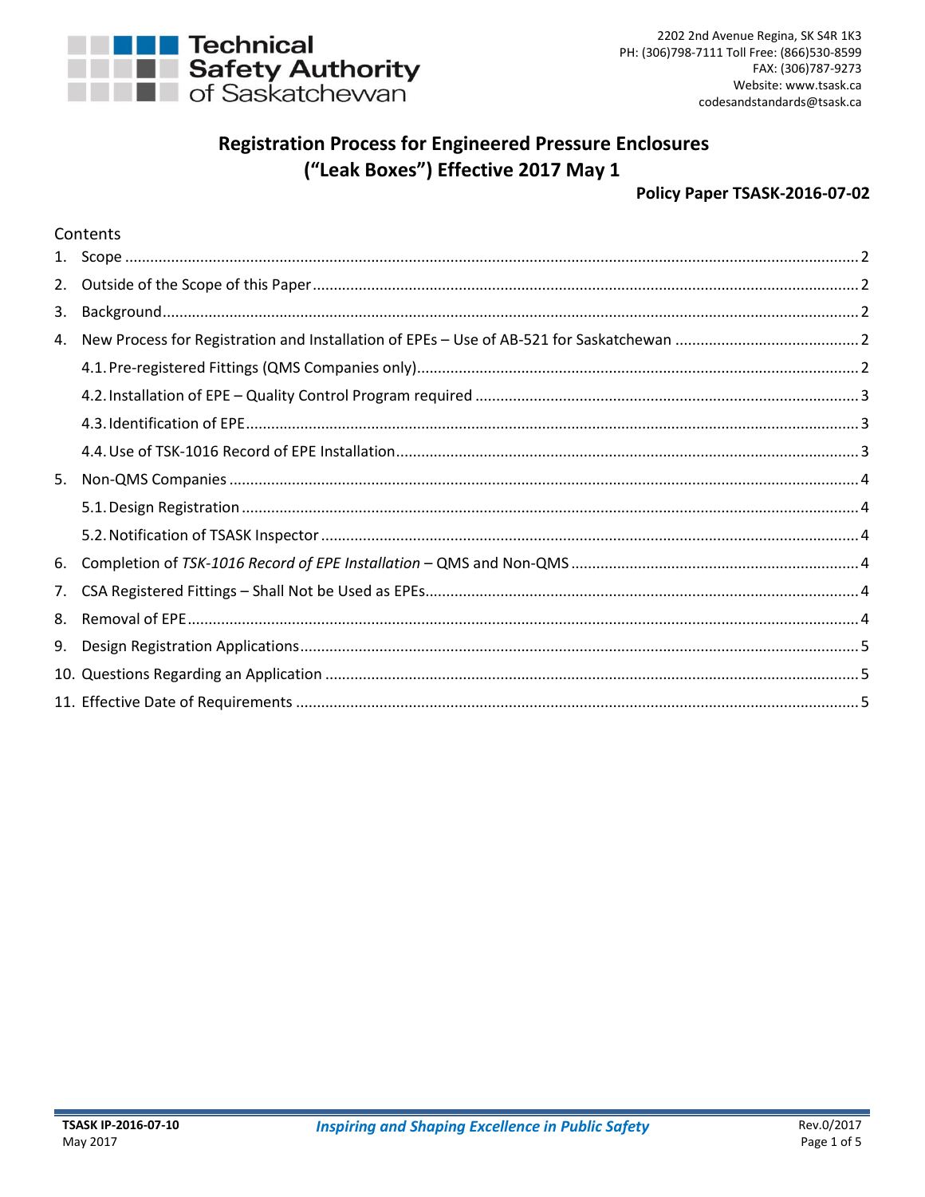Technical Safety Authority of Saskatchewan

2202 2nd Avenue Regina, SK S4R 1K3
PH: (306)798-7111 Toll Free: (866)530-8599
FAX: (306)787-9273
Website: www.tsask.ca
codesandstandards@tsask.ca

# Registration Process for Engineered Pressure Enclosures ("Leak Boxes") Effective 2017 May 1

**Policy Paper TSASK-2016-07-02**

## Contents

1. Scope ....... 2
2. Outside of the Scope of this Paper ....... 2
3. Background ....... 2
4. New Process for Registration and Installation of EPEs – Use of AB-521 for Saskatchewan ....... 2
   - 4.1. Pre-registered Fittings (QMS Companies only) ....... 2
   - 4.2. Installation of EPE – Quality Control Program required ....... 3
   - 4.3. Identification of EPE ....... 3
   - 4.4. Use of TSK-1016 Record of EPE Installation ....... 3
5. Non-QMS Companies ....... 4
   - 5.1. Design Registration ....... 4
   - 5.2. Notification of TSASK Inspector ....... 4
6. Completion of *TSK-1016 Record of EPE Installation* – QMS and Non-QMS ....... 4
7. CSA Registered Fittings – Shall Not be Used as EPEs ....... 4
8. Removal of EPE ....... 4
9. Design Registration Applications ....... 5
10. Questions Regarding an Application ....... 5
11. Effective Date of Requirements ....... 5

TSASK IP-2016-07-10
May 2017

*Inspiring and Shaping Excellence in Public Safety*

Rev.0/2017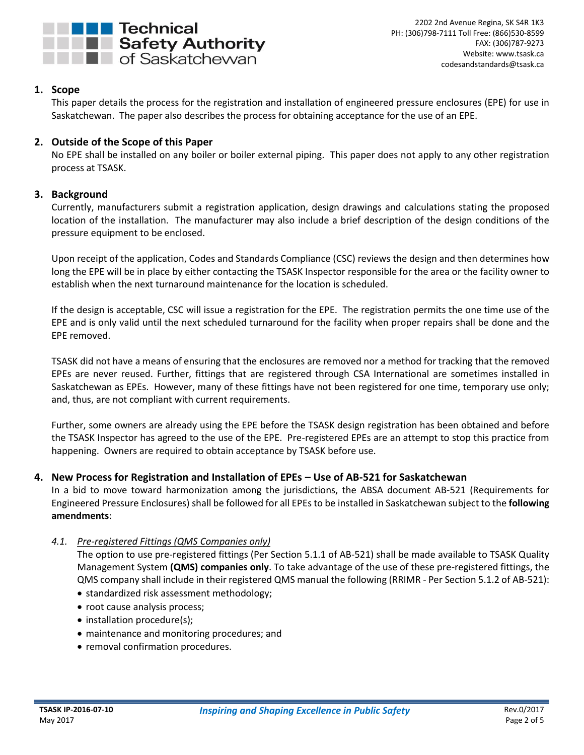## 1. Scope

This paper details the process for the registration and installation of engineered pressure enclosures (EPE) for use in Saskatchewan. The paper also describes the process for obtaining acceptance for the use of an EPE.

## 2. Outside of the Scope of this Paper

No EPE shall be installed on any boiler or boiler external piping. This paper does not apply to any other registration process at TSASK.

## 3. Background

Currently, manufacturers submit a registration application, design drawings and calculations stating the proposed location of the installation. The manufacturer may also include a brief description of the design conditions of the pressure equipment to be enclosed.

Upon receipt of the application, Codes and Standards Compliance (CSC) reviews the design and then determines how long the EPE will be in place by either contacting the TSASK Inspector responsible for the area or the facility owner to establish when the next turnaround maintenance for the location is scheduled.

If the design is acceptable, CSC will issue a registration for the EPE. The registration permits the one time use of the EPE and is only valid until the next scheduled turnaround for the facility when proper repairs shall be done and the EPE removed.

TSASK did not have a means of ensuring that the enclosures are removed nor a method for tracking that the removed EPEs are never reused. Further, fittings that are registered through CSA International are sometimes installed in Saskatchewan as EPEs. However, many of these fittings have not been registered for one time, temporary use only; and, thus, are not compliant with current requirements.

Further, some owners are already using the EPE before the TSASK design registration has been obtained and before the TSASK Inspector has agreed to the use of the EPE. Pre-registered EPEs are an attempt to stop this practice from happening. Owners are required to obtain acceptance by TSASK before use.

## 4. New Process for Registration and Installation of EPEs – Use of AB-521 for Saskatchewan

In a bid to move toward harmonization among the jurisdictions, the ABSA document AB-521 (Requirements for Engineered Pressure Enclosures) shall be followed for all EPEs to be installed in Saskatchewan subject to the **following amendments**:

### *4.1. <u>Pre-registered Fittings (QMS Companies only)</u>*

The option to use pre-registered fittings (Per Section 5.1.1 of AB-521) shall be made available to TSASK Quality Management System **(QMS) companies only**. To take advantage of the use of these pre-registered fittings, the QMS company shall include in their registered QMS manual the following (RRIMR - Per Section 5.1.2 of AB-521):

- standardized risk assessment methodology;
- root cause analysis process;
- installation procedure(s);
- maintenance and monitoring procedures; and
- removal confirmation procedures.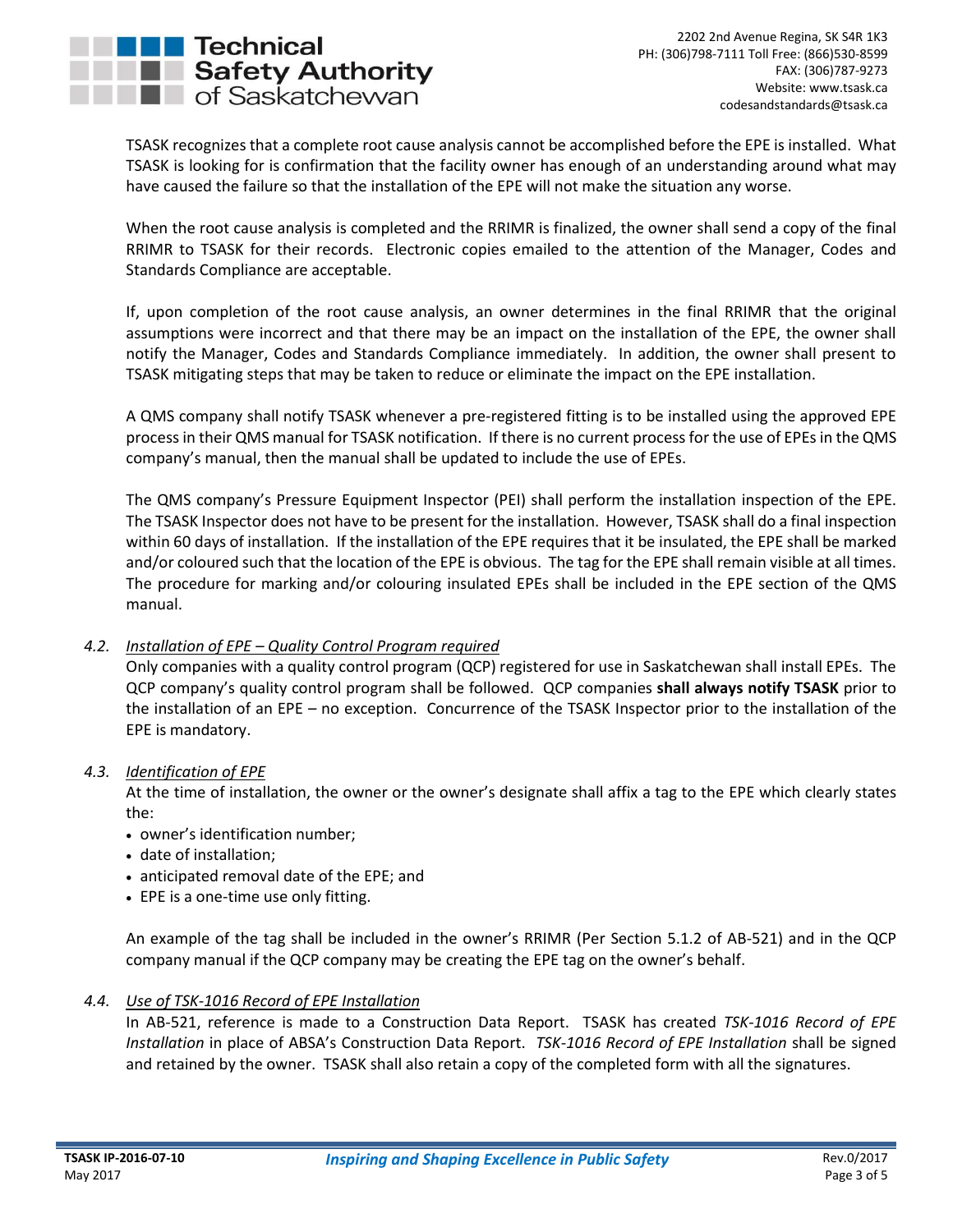TSASK recognizes that a complete root cause analysis cannot be accomplished before the EPE is installed. What TSASK is looking for is confirmation that the facility owner has enough of an understanding around what may have caused the failure so that the installation of the EPE will not make the situation any worse.

When the root cause analysis is completed and the RRIMR is finalized, the owner shall send a copy of the final RRIMR to TSASK for their records. Electronic copies emailed to the attention of the Manager, Codes and Standards Compliance are acceptable.

If, upon completion of the root cause analysis, an owner determines in the final RRIMR that the original assumptions were incorrect and that there may be an impact on the installation of the EPE, the owner shall notify the Manager, Codes and Standards Compliance immediately. In addition, the owner shall present to TSASK mitigating steps that may be taken to reduce or eliminate the impact on the EPE installation.

A QMS company shall notify TSASK whenever a pre-registered fitting is to be installed using the approved EPE process in their QMS manual for TSASK notification. If there is no current process for the use of EPEs in the QMS company's manual, then the manual shall be updated to include the use of EPEs.

The QMS company's Pressure Equipment Inspector (PEI) shall perform the installation inspection of the EPE. The TSASK Inspector does not have to be present for the installation. However, TSASK shall do a final inspection within 60 days of installation. If the installation of the EPE requires that it be insulated, the EPE shall be marked and/or coloured such that the location of the EPE is obvious. The tag for the EPE shall remain visible at all times. The procedure for marking and/or colouring insulated EPEs shall be included in the EPE section of the QMS manual.

### 4.2. *Installation of EPE – Quality Control Program required*

Only companies with a quality control program (QCP) registered for use in Saskatchewan shall install EPEs. The QCP company's quality control program shall be followed. QCP companies **shall always notify TSASK** prior to the installation of an EPE – no exception. Concurrence of the TSASK Inspector prior to the installation of the EPE is mandatory.

### 4.3. *Identification of EPE*

At the time of installation, the owner or the owner's designate shall affix a tag to the EPE which clearly states the:

- owner's identification number;
- date of installation;
- anticipated removal date of the EPE; and
- EPE is a one-time use only fitting.

An example of the tag shall be included in the owner's RRIMR (Per Section 5.1.2 of AB-521) and in the QCP company manual if the QCP company may be creating the EPE tag on the owner's behalf.

### 4.4. *Use of TSK-1016 Record of EPE Installation*

In AB-521, reference is made to a Construction Data Report. TSASK has created *TSK-1016 Record of EPE Installation* in place of ABSA's Construction Data Report. *TSK-1016 Record of EPE Installation* shall be signed and retained by the owner. TSASK shall also retain a copy of the completed form with all the signatures.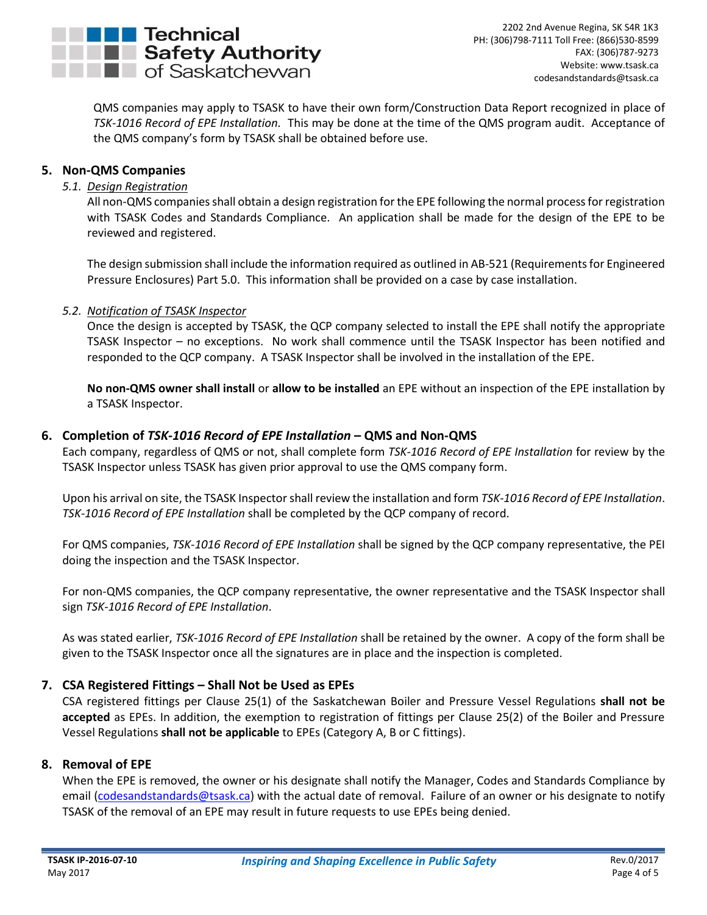QMS companies may apply to TSASK to have their own form/Construction Data Report recognized in place of *TSK-1016 Record of EPE Installation.* This may be done at the time of the QMS program audit. Acceptance of the QMS company's form by TSASK shall be obtained before use.

## 5. Non-QMS Companies

### *5.1. Design Registration*

All non-QMS companies shall obtain a design registration for the EPE following the normal process for registration with TSASK Codes and Standards Compliance. An application shall be made for the design of the EPE to be reviewed and registered.

The design submission shall include the information required as outlined in AB-521 (Requirements for Engineered Pressure Enclosures) Part 5.0. This information shall be provided on a case by case installation.

### *5.2. Notification of TSASK Inspector*

Once the design is accepted by TSASK, the QCP company selected to install the EPE shall notify the appropriate TSASK Inspector – no exceptions. No work shall commence until the TSASK Inspector has been notified and responded to the QCP company. A TSASK Inspector shall be involved in the installation of the EPE.

**No non-QMS owner shall install** or **allow to be installed** an EPE without an inspection of the EPE installation by a TSASK Inspector.

## 6. Completion of *TSK-1016 Record of EPE Installation* – QMS and Non-QMS

Each company, regardless of QMS or not, shall complete form *TSK-1016 Record of EPE Installation* for review by the TSASK Inspector unless TSASK has given prior approval to use the QMS company form.

Upon his arrival on site, the TSASK Inspector shall review the installation and form *TSK-1016 Record of EPE Installation*. *TSK-1016 Record of EPE Installation* shall be completed by the QCP company of record.

For QMS companies, *TSK-1016 Record of EPE Installation* shall be signed by the QCP company representative, the PEI doing the inspection and the TSASK Inspector.

For non-QMS companies, the QCP company representative, the owner representative and the TSASK Inspector shall sign *TSK-1016 Record of EPE Installation*.

As was stated earlier, *TSK-1016 Record of EPE Installation* shall be retained by the owner. A copy of the form shall be given to the TSASK Inspector once all the signatures are in place and the inspection is completed.

## 7. CSA Registered Fittings – Shall Not be Used as EPEs

CSA registered fittings per Clause 25(1) of the Saskatchewan Boiler and Pressure Vessel Regulations **shall not be accepted** as EPEs. In addition, the exemption to registration of fittings per Clause 25(2) of the Boiler and Pressure Vessel Regulations **shall not be applicable** to EPEs (Category A, B or C fittings).

## 8. Removal of EPE

When the EPE is removed, the owner or his designate shall notify the Manager, Codes and Standards Compliance by email (codesandstandards@tsask.ca) with the actual date of removal. Failure of an owner or his designate to notify TSASK of the removal of an EPE may result in future requests to use EPEs being denied.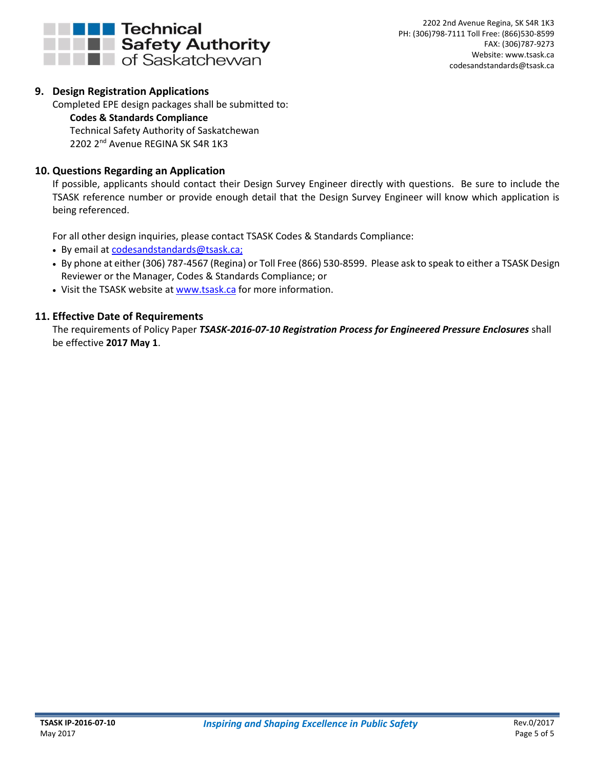## 9. Design Registration Applications

Completed EPE design packages shall be submitted to:

**Codes & Standards Compliance**
Technical Safety Authority of Saskatchewan
2202 2nd Avenue REGINA SK S4R 1K3

## 10. Questions Regarding an Application

If possible, applicants should contact their Design Survey Engineer directly with questions. Be sure to include the TSASK reference number or provide enough detail that the Design Survey Engineer will know which application is being referenced.

For all other design inquiries, please contact TSASK Codes & Standards Compliance:

- By email at codesandstandards@tsask.ca;
- By phone at either (306) 787-4567 (Regina) or Toll Free (866) 530-8599. Please ask to speak to either a TSASK Design Reviewer or the Manager, Codes & Standards Compliance; or
- Visit the TSASK website at www.tsask.ca for more information.

## 11. Effective Date of Requirements

The requirements of Policy Paper ***TSASK-2016-07-10 Registration Process for Engineered Pressure Enclosures*** shall be effective **2017 May 1**.